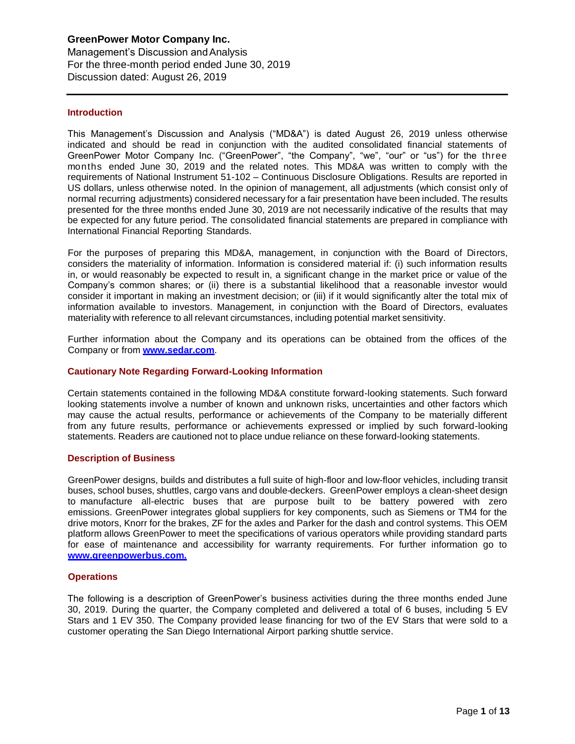**GreenPower Motor Company Inc.**
Management's Discussion and Analysis
For the three-month period ended June 30, 2019
Discussion dated: August 26, 2019

## Introduction

This Management's Discussion and Analysis ("MD&A") is dated August 26, 2019 unless otherwise indicated and should be read in conjunction with the audited consolidated financial statements of GreenPower Motor Company Inc. ("GreenPower", "the Company", "we", "our" or "us") for the three months ended June 30, 2019 and the related notes. This MD&A was written to comply with the requirements of National Instrument 51-102 – Continuous Disclosure Obligations. Results are reported in US dollars, unless otherwise noted. In the opinion of management, all adjustments (which consist only of normal recurring adjustments) considered necessary for a fair presentation have been included. The results presented for the three months ended June 30, 2019 are not necessarily indicative of the results that may be expected for any future period. The consolidated financial statements are prepared in compliance with International Financial Reporting Standards.

For the purposes of preparing this MD&A, management, in conjunction with the Board of Directors, considers the materiality of information. Information is considered material if: (i) such information results in, or would reasonably be expected to result in, a significant change in the market price or value of the Company's common shares; or (ii) there is a substantial likelihood that a reasonable investor would consider it important in making an investment decision; or (iii) if it would significantly alter the total mix of information available to investors. Management, in conjunction with the Board of Directors, evaluates materiality with reference to all relevant circumstances, including potential market sensitivity.

Further information about the Company and its operations can be obtained from the offices of the Company or from **www.sedar.com**.

## Cautionary Note Regarding Forward-Looking Information

Certain statements contained in the following MD&A constitute forward-looking statements. Such forward looking statements involve a number of known and unknown risks, uncertainties and other factors which may cause the actual results, performance or achievements of the Company to be materially different from any future results, performance or achievements expressed or implied by such forward-looking statements. Readers are cautioned not to place undue reliance on these forward-looking statements.

## Description of Business

GreenPower designs, builds and distributes a full suite of high-floor and low-floor vehicles, including transit buses, school buses, shuttles, cargo vans and double-deckers. GreenPower employs a clean-sheet design to manufacture all-electric buses that are purpose built to be battery powered with zero emissions. GreenPower integrates global suppliers for key components, such as Siemens or TM4 for the drive motors, Knorr for the brakes, ZF for the axles and Parker for the dash and control systems. This OEM platform allows GreenPower to meet the specifications of various operators while providing standard parts for ease of maintenance and accessibility for warranty requirements. For further information go to **www.greenpowerbus.com.**

## Operations

The following is a description of GreenPower's business activities during the three months ended June 30, 2019. During the quarter, the Company completed and delivered a total of 6 buses, including 5 EV Stars and 1 EV 350. The Company provided lease financing for two of the EV Stars that were sold to a customer operating the San Diego International Airport parking shuttle service.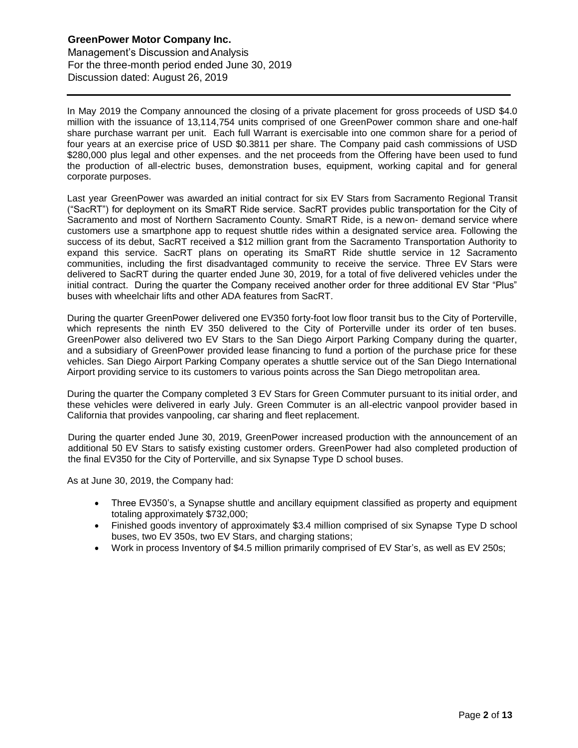In May 2019 the Company announced the closing of a private placement for gross proceeds of USD $4.0 million with the issuance of 13,114,754 units comprised of one GreenPower common share and one-half share purchase warrant per unit. Each full Warrant is exercisable into one common share for a period of four years at an exercise price of USD $0.3811 per share. The Company paid cash commissions of USD $280,000 plus legal and other expenses. and the net proceeds from the Offering have been used to fund the production of all-electric buses, demonstration buses, equipment, working capital and for general corporate purposes.

Last year GreenPower was awarded an initial contract for six EV Stars from Sacramento Regional Transit ("SacRT") for deployment on its SmaRT Ride service. SacRT provides public transportation for the City of Sacramento and most of Northern Sacramento County. SmaRT Ride, is a new on- demand service where customers use a smartphone app to request shuttle rides within a designated service area. Following the success of its debut, SacRT received a $12 million grant from the Sacramento Transportation Authority to expand this service. SacRT plans on operating its SmaRT Ride shuttle service in 12 Sacramento communities, including the first disadvantaged community to receive the service. Three EV Stars were delivered to SacRT during the quarter ended June 30, 2019, for a total of five delivered vehicles under the initial contract. During the quarter the Company received another order for three additional EV Star "Plus" buses with wheelchair lifts and other ADA features from SacRT.

During the quarter GreenPower delivered one EV350 forty-foot low floor transit bus to the City of Porterville, which represents the ninth EV 350 delivered to the City of Porterville under its order of ten buses. GreenPower also delivered two EV Stars to the San Diego Airport Parking Company during the quarter, and a subsidiary of GreenPower provided lease financing to fund a portion of the purchase price for these vehicles. San Diego Airport Parking Company operates a shuttle service out of the San Diego International Airport providing service to its customers to various points across the San Diego metropolitan area.

During the quarter the Company completed 3 EV Stars for Green Commuter pursuant to its initial order, and these vehicles were delivered in early July. Green Commuter is an all-electric vanpool provider based in California that provides vanpooling, car sharing and fleet replacement.

During the quarter ended June 30, 2019, GreenPower increased production with the announcement of an additional 50 EV Stars to satisfy existing customer orders. GreenPower had also completed production of the final EV350 for the City of Porterville, and six Synapse Type D school buses.

As at June 30, 2019, the Company had:

- Three EV350's, a Synapse shuttle and ancillary equipment classified as property and equipment totaling approximately $732,000;
- Finished goods inventory of approximately $3.4 million comprised of six Synapse Type D school buses, two EV 350s, two EV Stars, and charging stations;
- Work in process Inventory of $4.5 million primarily comprised of EV Star's, as well as EV 250s;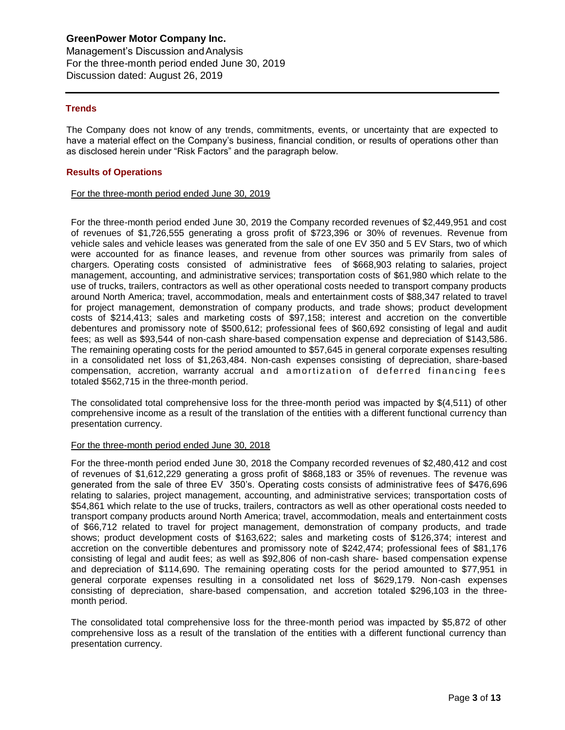## Trends

The Company does not know of any trends, commitments, events, or uncertainty that are expected to have a material effect on the Company's business, financial condition, or results of operations other than as disclosed herein under "Risk Factors" and the paragraph below.

## Results of Operations

<u>For the three-month period ended June 30, 2019</u>

For the three-month period ended June 30, 2019 the Company recorded revenues of $2,449,951 and cost of revenues of $1,726,555 generating a gross profit of $723,396 or 30% of revenues. Revenue from vehicle sales and vehicle leases was generated from the sale of one EV 350 and 5 EV Stars, two of which were accounted for as finance leases, and revenue from other sources was primarily from sales of chargers. Operating costs consisted of administrative fees of $668,903 relating to salaries, project management, accounting, and administrative services; transportation costs of $61,980 which relate to the use of trucks, trailers, contractors as well as other operational costs needed to transport company products around North America; travel, accommodation, meals and entertainment costs of $88,347 related to travel for project management, demonstration of company products, and trade shows; product development costs of $214,413; sales and marketing costs of $97,158; interest and accretion on the convertible debentures and promissory note of $500,612; professional fees of $60,692 consisting of legal and audit fees; as well as $93,544 of non-cash share-based compensation expense and depreciation of $143,586. The remaining operating costs for the period amounted to $57,645 in general corporate expenses resulting in a consolidated net loss of $1,263,484. Non-cash expenses consisting of depreciation, share-based compensation, accretion, warranty accrual and amortization of deferred financing fees totaled $562,715 in the three-month period.

The consolidated total comprehensive loss for the three-month period was impacted by $(4,511) of other comprehensive income as a result of the translation of the entities with a different functional currency than presentation currency.

<u>For the three-month period ended June 30, 2018</u>

For the three-month period ended June 30, 2018 the Company recorded revenues of $2,480,412 and cost of revenues of $1,612,229 generating a gross profit of $868,183 or 35% of revenues. The revenue was generated from the sale of three EV 350's. Operating costs consists of administrative fees of $476,696 relating to salaries, project management, accounting, and administrative services; transportation costs of $54,861 which relate to the use of trucks, trailers, contractors as well as other operational costs needed to transport company products around North America; travel, accommodation, meals and entertainment costs of $66,712 related to travel for project management, demonstration of company products, and trade shows; product development costs of $163,622; sales and marketing costs of $126,374; interest and accretion on the convertible debentures and promissory note of $242,474; professional fees of $81,176 consisting of legal and audit fees; as well as $92,806 of non-cash share- based compensation expense and depreciation of $114,690. The remaining operating costs for the period amounted to $77,951 in general corporate expenses resulting in a consolidated net loss of $629,179. Non-cash expenses consisting of depreciation, share-based compensation, and accretion totaled $296,103 in the three-month period.

The consolidated total comprehensive loss for the three-month period was impacted by $5,872 of other comprehensive loss as a result of the translation of the entities with a different functional currency than presentation currency.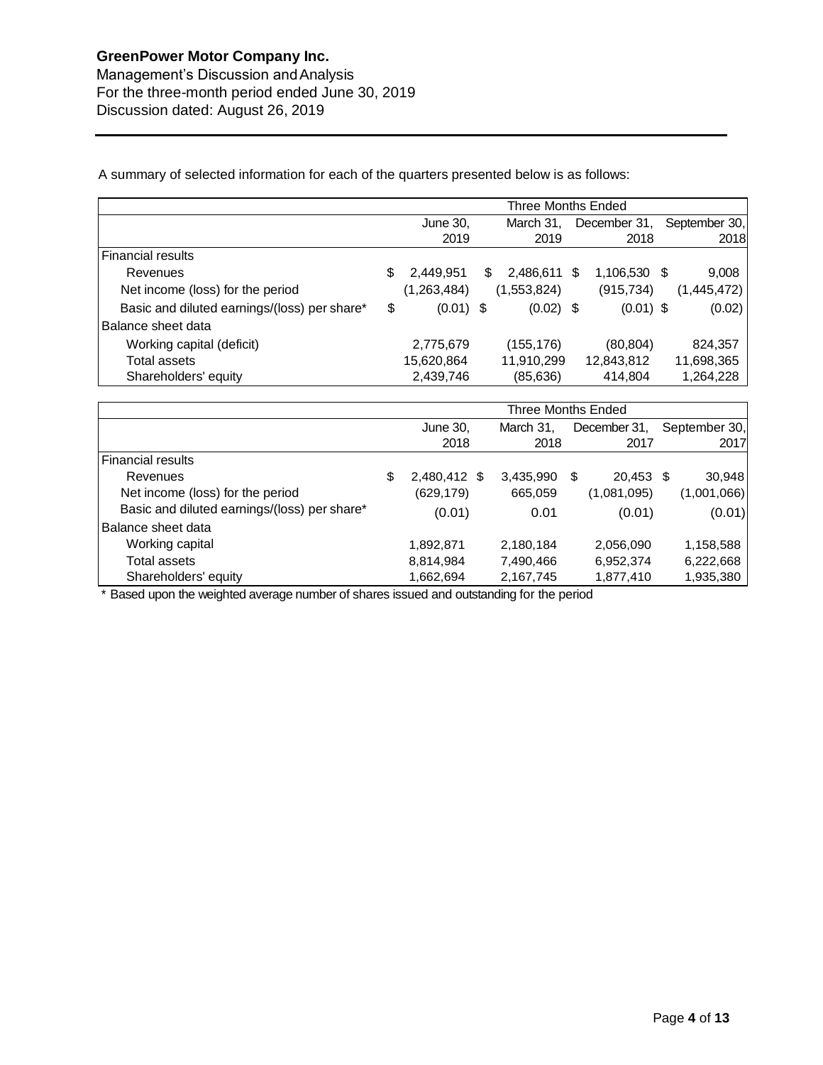A summary of selected information for each of the quarters presented below is as follows:

| | Three Months Ended | | | |
|---|---|---|---|---|
| | June 30, 2019 | March 31, 2019 | December 31, 2018 | September 30, 2018 |
| Financial results | | | | |
| Revenues | $ 2,449,951 | $ 2,486,611 | $ 1,106,530 | $ 9,008 |
| Net income (loss) for the period | (1,263,484) | (1,553,824) | (915,734) | (1,445,472) |
| Basic and diluted earnings/(loss) per share* | $ (0.01) | $ (0.02) | $ (0.01) | $ (0.02) |
| Balance sheet data | | | | |
| Working capital (deficit) | 2,775,679 | (155,176) | (80,804) | 824,357 |
| Total assets | 15,620,864 | 11,910,299 | 12,843,812 | 11,698,365 |
| Shareholders' equity | 2,439,746 | (85,636) | 414,804 | 1,264,228 |

| | Three Months Ended | | | |
|---|---|---|---|---|
| | June 30, 2018 | March 31, 2018 | December 31, 2017 | September 30, 2017 |
| Financial results | | | | |
| Revenues | $ 2,480,412 | $ 3,435,990 | $ 20,453 | $ 30,948 |
| Net income (loss) for the period | (629,179) | 665,059 | (1,081,095) | (1,001,066) |
| Basic and diluted earnings/(loss) per share* | (0.01) | 0.01 | (0.01) | (0.01) |
| Balance sheet data | | | | |
| Working capital | 1,892,871 | 2,180,184 | 2,056,090 | 1,158,588 |
| Total assets | 8,814,984 | 7,490,466 | 6,952,374 | 6,222,668 |
| Shareholders' equity | 1,662,694 | 2,167,745 | 1,877,410 | 1,935,380 |

* Based upon the weighted average number of shares issued and outstanding for the period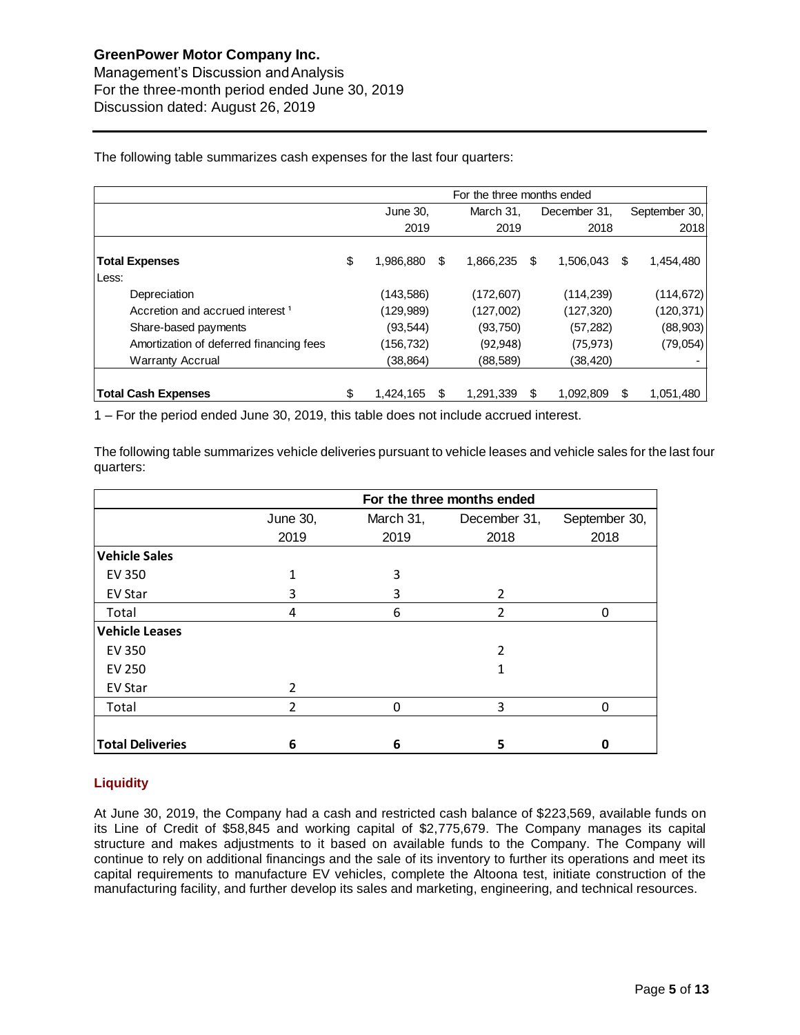The following table summarizes cash expenses for the last four quarters:

| | For the three months ended | | | |
|---|---|---|---|---|
| | June 30, 2019 | March 31, 2019 | December 31, 2018 | September 30, 2018 |
| **Total Expenses** | $ 1,986,880 | $ 1,866,235 | $ 1,506,043 | $ 1,454,480 |
| Less: | | | | |
| Depreciation | (143,586) | (172,607) | (114,239) | (114,672) |
| Accretion and accrued interest [1] | (129,989) | (127,002) | (127,320) | (120,371) |
| Share-based payments | (93,544) | (93,750) | (57,282) | (88,903) |
| Amortization of deferred financing fees | (156,732) | (92,948) | (75,973) | (79,054) |
| Warranty Accrual | (38,864) | (88,589) | (38,420) | - |
| **Total Cash Expenses** | $ 1,424,165 | $ 1,291,339 | $ 1,092,809 | $ 1,051,480 |

1 – For the period ended June 30, 2019, this table does not include accrued interest.

The following table summarizes vehicle deliveries pursuant to vehicle leases and vehicle sales for the last four quarters:

| | **For the three months ended** | | | |
|---|---|---|---|---|
| | June 30, 2019 | March 31, 2019 | December 31, 2018 | September 30, 2018 |
| **Vehicle Sales** | | | | |
| EV 350 | 1 | 3 | | |
| EV Star | 3 | 3 | 2 | |
| Total | 4 | 6 | 2 | 0 |
| **Vehicle Leases** | | | | |
| EV 350 | | | 2 | |
| EV 250 | | | 1 | |
| EV Star | 2 | | | |
| Total | 2 | 0 | 3 | 0 |
| **Total Deliveries** | **6** | **6** | **5** | **0** |

## Liquidity

At June 30, 2019, the Company had a cash and restricted cash balance of $223,569, available funds on its Line of Credit of $58,845 and working capital of $2,775,679. The Company manages its capital structure and makes adjustments to it based on available funds to the Company. The Company will continue to rely on additional financings and the sale of its inventory to further its operations and meet its capital requirements to manufacture EV vehicles, complete the Altoona test, initiate construction of the manufacturing facility, and further develop its sales and marketing, engineering, and technical resources.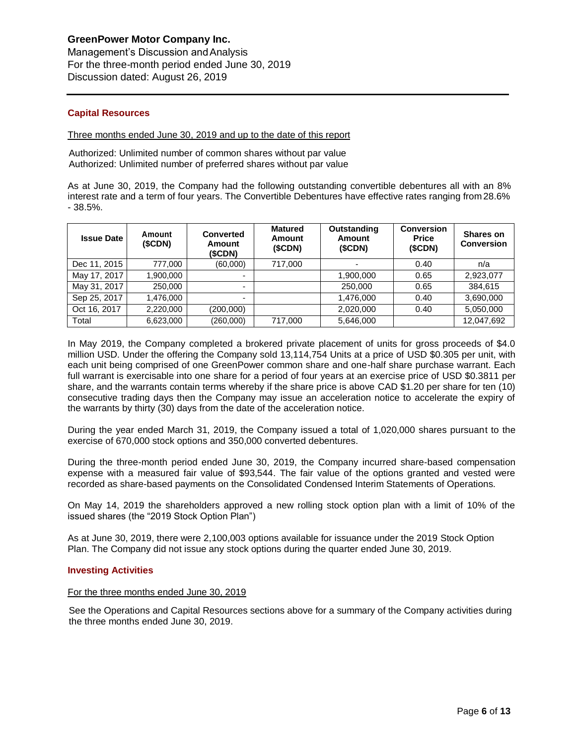## Capital Resources

Three months ended June 30, 2019 and up to the date of this report

Authorized: Unlimited number of common shares without par value
Authorized: Unlimited number of preferred shares without par value

As at June 30, 2019, the Company had the following outstanding convertible debentures all with an 8% interest rate and a term of four years. The Convertible Debentures have effective rates ranging from 28.6% - 38.5%.

| Issue Date | Amount ($CDN) | Converted Amount ($CDN) | Matured Amount ($CDN) | Outstanding Amount ($CDN) | Conversion Price ($CDN) | Shares on Conversion |
|---|---|---|---|---|---|---|
| Dec 11, 2015 | 777,000 | (60,000) | 717,000 | - | 0.40 | n/a |
| May 17, 2017 | 1,900,000 | - | | 1,900,000 | 0.65 | 2,923,077 |
| May 31, 2017 | 250,000 | - | | 250,000 | 0.65 | 384,615 |
| Sep 25, 2017 | 1,476,000 | - | | 1,476,000 | 0.40 | 3,690,000 |
| Oct 16, 2017 | 2,220,000 | (200,000) | | 2,020,000 | 0.40 | 5,050,000 |
| Total | 6,623,000 | (260,000) | 717,000 | 5,646,000 | | 12,047,692 |

In May 2019, the Company completed a brokered private placement of units for gross proceeds of $4.0 million USD. Under the offering the Company sold 13,114,754 Units at a price of USD $0.305 per unit, with each unit being comprised of one GreenPower common share and one-half share purchase warrant. Each full warrant is exercisable into one share for a period of four years at an exercise price of USD $0.3811 per share, and the warrants contain terms whereby if the share price is above CAD $1.20 per share for ten (10) consecutive trading days then the Company may issue an acceleration notice to accelerate the expiry of the warrants by thirty (30) days from the date of the acceleration notice.

During the year ended March 31, 2019, the Company issued a total of 1,020,000 shares pursuant to the exercise of 670,000 stock options and 350,000 converted debentures.

During the three-month period ended June 30, 2019, the Company incurred share-based compensation expense with a measured fair value of $93,544. The fair value of the options granted and vested were recorded as share-based payments on the Consolidated Condensed Interim Statements of Operations.

On May 14, 2019 the shareholders approved a new rolling stock option plan with a limit of 10% of the issued shares (the "2019 Stock Option Plan")

As at June 30, 2019, there were 2,100,003 options available for issuance under the 2019 Stock Option Plan. The Company did not issue any stock options during the quarter ended June 30, 2019.

## Investing Activities

For the three months ended June 30, 2019

See the Operations and Capital Resources sections above for a summary of the Company activities during the three months ended June 30, 2019.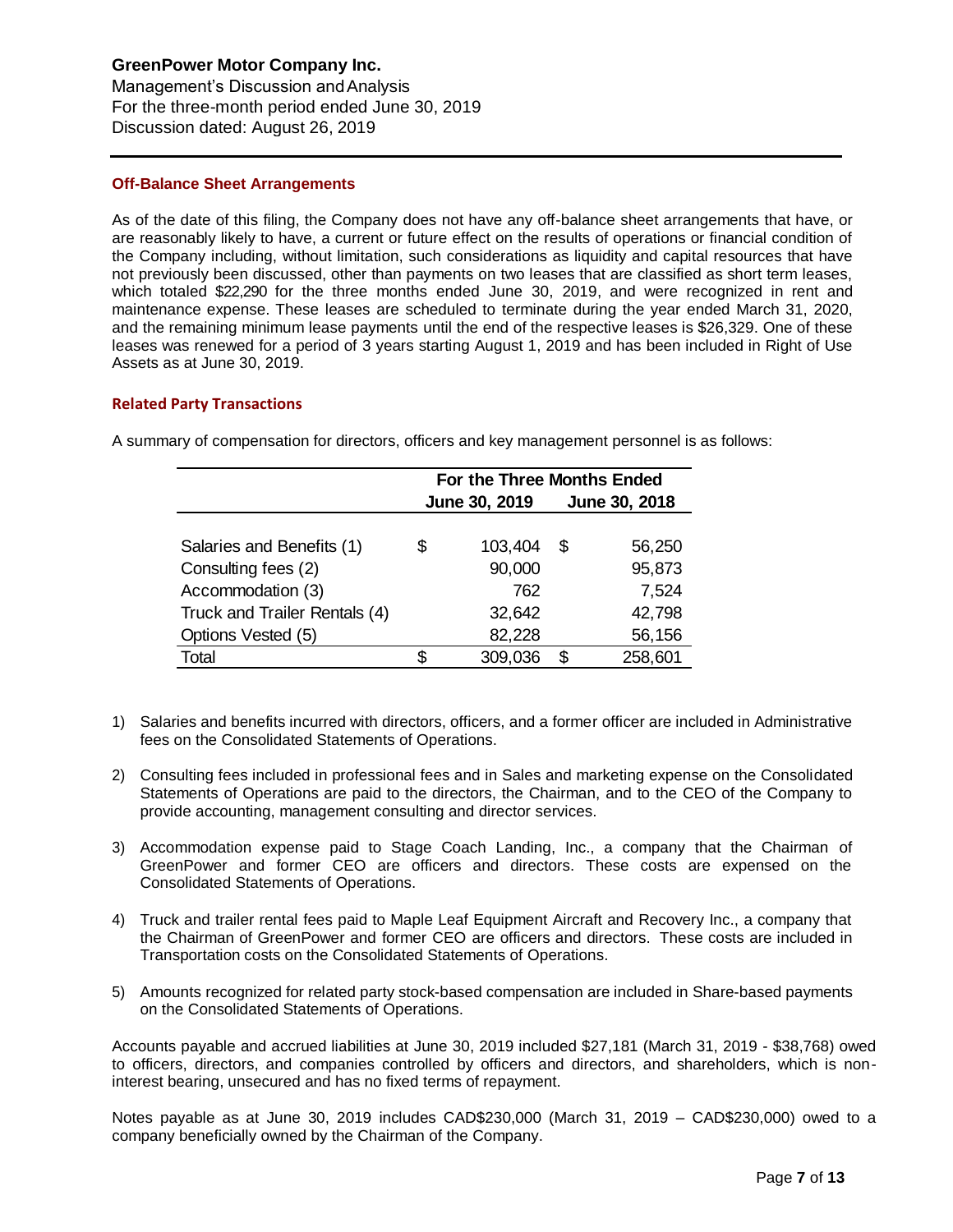## Off-Balance Sheet Arrangements

As of the date of this filing, the Company does not have any off-balance sheet arrangements that have, or are reasonably likely to have, a current or future effect on the results of operations or financial condition of the Company including, without limitation, such considerations as liquidity and capital resources that have not previously been discussed, other than payments on two leases that are classified as short term leases, which totaled $22,290 for the three months ended June 30, 2019, and were recognized in rent and maintenance expense. These leases are scheduled to terminate during the year ended March 31, 2020, and the remaining minimum lease payments until the end of the respective leases is $26,329. One of these leases was renewed for a period of 3 years starting August 1, 2019 and has been included in Right of Use Assets as at June 30, 2019.

## Related Party Transactions

A summary of compensation for directors, officers and key management personnel is as follows:

| | For the Three Months Ended | |
|---|---|---|
| | June 30, 2019 | June 30, 2018 |
| Salaries and Benefits (1) | $ 103,404 | $ 56,250 |
| Consulting fees (2) | 90,000 | 95,873 |
| Accommodation (3) | 762 | 7,524 |
| Truck and Trailer Rentals (4) | 32,642 | 42,798 |
| Options Vested (5) | 82,228 | 56,156 |
| Total | $ 309,036 | $ 258,601 |

1) Salaries and benefits incurred with directors, officers, and a former officer are included in Administrative fees on the Consolidated Statements of Operations.

2) Consulting fees included in professional fees and in Sales and marketing expense on the Consolidated Statements of Operations are paid to the directors, the Chairman, and to the CEO of the Company to provide accounting, management consulting and director services.

3) Accommodation expense paid to Stage Coach Landing, Inc., a company that the Chairman of GreenPower and former CEO are officers and directors. These costs are expensed on the Consolidated Statements of Operations.

4) Truck and trailer rental fees paid to Maple Leaf Equipment Aircraft and Recovery Inc., a company that the Chairman of GreenPower and former CEO are officers and directors. These costs are included in Transportation costs on the Consolidated Statements of Operations.

5) Amounts recognized for related party stock-based compensation are included in Share-based payments on the Consolidated Statements of Operations.

Accounts payable and accrued liabilities at June 30, 2019 included $27,181 (March 31, 2019 - $38,768) owed to officers, directors, and companies controlled by officers and directors, and shareholders, which is non-interest bearing, unsecured and has no fixed terms of repayment.

Notes payable as at June 30, 2019 includes CAD$230,000 (March 31, 2019 – CAD$230,000) owed to a company beneficially owned by the Chairman of the Company.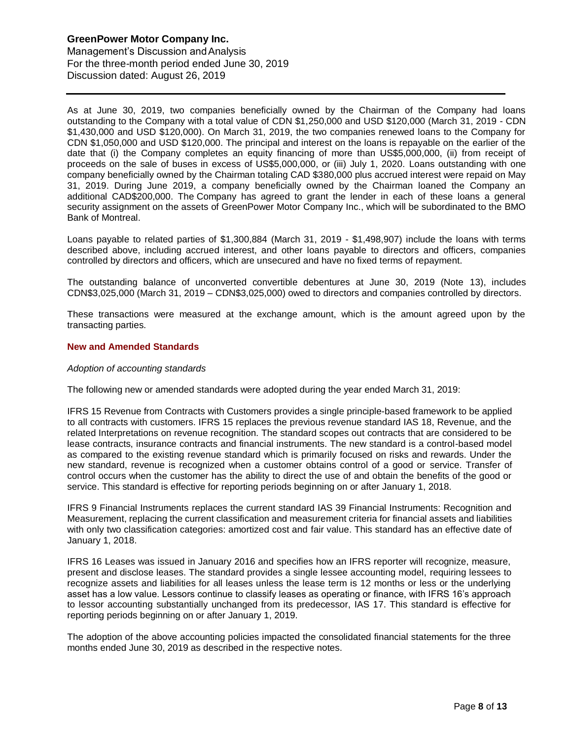As at June 30, 2019, two companies beneficially owned by the Chairman of the Company had loans outstanding to the Company with a total value of CDN $1,250,000 and USD $120,000 (March 31, 2019 - CDN $1,430,000 and USD $120,000). On March 31, 2019, the two companies renewed loans to the Company for CDN $1,050,000 and USD $120,000. The principal and interest on the loans is repayable on the earlier of the date that (i) the Company completes an equity financing of more than US$5,000,000, (ii) from receipt of proceeds on the sale of buses in excess of US$5,000,000, or (iii) July 1, 2020. Loans outstanding with one company beneficially owned by the Chairman totaling CAD $380,000 plus accrued interest were repaid on May 31, 2019. During June 2019, a company beneficially owned by the Chairman loaned the Company an additional CAD$200,000. The Company has agreed to grant the lender in each of these loans a general security assignment on the assets of GreenPower Motor Company Inc., which will be subordinated to the BMO Bank of Montreal.

Loans payable to related parties of $1,300,884 (March 31, 2019 - $1,498,907) include the loans with terms described above, including accrued interest, and other loans payable to directors and officers, companies controlled by directors and officers, which are unsecured and have no fixed terms of repayment.

The outstanding balance of unconverted convertible debentures at June 30, 2019 (Note 13), includes CDN$3,025,000 (March 31, 2019 – CDN$3,025,000) owed to directors and companies controlled by directors.

These transactions were measured at the exchange amount, which is the amount agreed upon by the transacting parties.

## New and Amended Standards

*Adoption of accounting standards*

The following new or amended standards were adopted during the year ended March 31, 2019:

IFRS 15 Revenue from Contracts with Customers provides a single principle-based framework to be applied to all contracts with customers. IFRS 15 replaces the previous revenue standard IAS 18, Revenue, and the related Interpretations on revenue recognition. The standard scopes out contracts that are considered to be lease contracts, insurance contracts and financial instruments. The new standard is a control-based model as compared to the existing revenue standard which is primarily focused on risks and rewards. Under the new standard, revenue is recognized when a customer obtains control of a good or service. Transfer of control occurs when the customer has the ability to direct the use of and obtain the benefits of the good or service. This standard is effective for reporting periods beginning on or after January 1, 2018.

IFRS 9 Financial Instruments replaces the current standard IAS 39 Financial Instruments: Recognition and Measurement, replacing the current classification and measurement criteria for financial assets and liabilities with only two classification categories: amortized cost and fair value. This standard has an effective date of January 1, 2018.

IFRS 16 Leases was issued in January 2016 and specifies how an IFRS reporter will recognize, measure, present and disclose leases. The standard provides a single lessee accounting model, requiring lessees to recognize assets and liabilities for all leases unless the lease term is 12 months or less or the underlying asset has a low value. Lessors continue to classify leases as operating or finance, with IFRS 16's approach to lessor accounting substantially unchanged from its predecessor, IAS 17. This standard is effective for reporting periods beginning on or after January 1, 2019.

The adoption of the above accounting policies impacted the consolidated financial statements for the three months ended June 30, 2019 as described in the respective notes.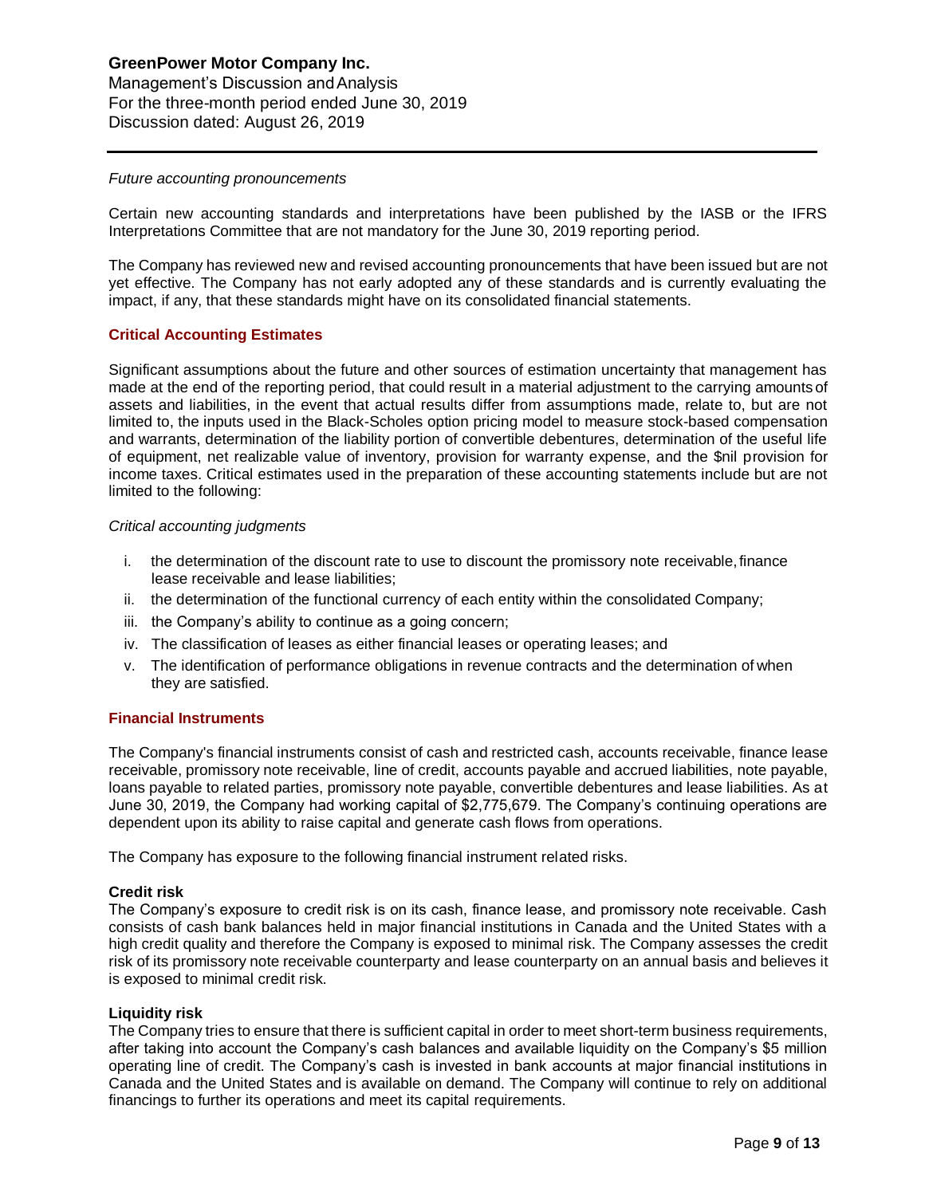*Future accounting pronouncements*

Certain new accounting standards and interpretations have been published by the IASB or the IFRS Interpretations Committee that are not mandatory for the June 30, 2019 reporting period.

The Company has reviewed new and revised accounting pronouncements that have been issued but are not yet effective. The Company has not early adopted any of these standards and is currently evaluating the impact, if any, that these standards might have on its consolidated financial statements.

## Critical Accounting Estimates

Significant assumptions about the future and other sources of estimation uncertainty that management has made at the end of the reporting period, that could result in a material adjustment to the carrying amounts of assets and liabilities, in the event that actual results differ from assumptions made, relate to, but are not limited to, the inputs used in the Black-Scholes option pricing model to measure stock-based compensation and warrants, determination of the liability portion of convertible debentures, determination of the useful life of equipment, net realizable value of inventory, provision for warranty expense, and the $nil provision for income taxes. Critical estimates used in the preparation of these accounting statements include but are not limited to the following:

*Critical accounting judgments*

i. the determination of the discount rate to use to discount the promissory note receivable, finance lease receivable and lease liabilities;
ii. the determination of the functional currency of each entity within the consolidated Company;
iii. the Company's ability to continue as a going concern;
iv. The classification of leases as either financial leases or operating leases; and
v. The identification of performance obligations in revenue contracts and the determination of when they are satisfied.

## Financial Instruments

The Company's financial instruments consist of cash and restricted cash, accounts receivable, finance lease receivable, promissory note receivable, line of credit, accounts payable and accrued liabilities, note payable, loans payable to related parties, promissory note payable, convertible debentures and lease liabilities. As at June 30, 2019, the Company had working capital of $2,775,679. The Company's continuing operations are dependent upon its ability to raise capital and generate cash flows from operations.

The Company has exposure to the following financial instrument related risks.

**Credit risk**
The Company's exposure to credit risk is on its cash, finance lease, and promissory note receivable. Cash consists of cash bank balances held in major financial institutions in Canada and the United States with a high credit quality and therefore the Company is exposed to minimal risk. The Company assesses the credit risk of its promissory note receivable counterparty and lease counterparty on an annual basis and believes it is exposed to minimal credit risk.

**Liquidity risk**
The Company tries to ensure that there is sufficient capital in order to meet short-term business requirements, after taking into account the Company's cash balances and available liquidity on the Company's $5 million operating line of credit. The Company's cash is invested in bank accounts at major financial institutions in Canada and the United States and is available on demand. The Company will continue to rely on additional financings to further its operations and meet its capital requirements.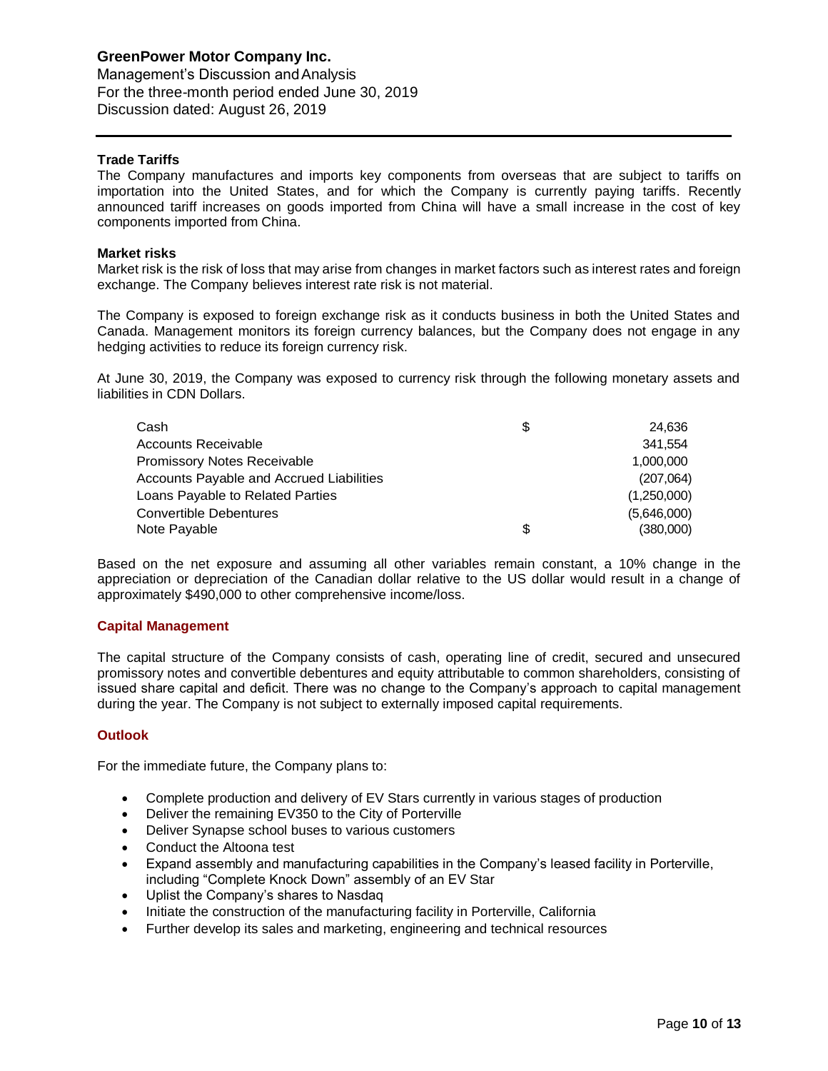#### Trade Tariffs

The Company manufactures and imports key components from overseas that are subject to tariffs on importation into the United States, and for which the Company is currently paying tariffs. Recently announced tariff increases on goods imported from China will have a small increase in the cost of key components imported from China.

#### Market risks

Market risk is the risk of loss that may arise from changes in market factors such as interest rates and foreign exchange. The Company believes interest rate risk is not material.

The Company is exposed to foreign exchange risk as it conducts business in both the United States and Canada. Management monitors its foreign currency balances, but the Company does not engage in any hedging activities to reduce its foreign currency risk.

At June 30, 2019, the Company was exposed to currency risk through the following monetary assets and liabilities in CDN Dollars.

| | | |
|---|---|---|
| Cash | $ | 24,636 |
| Accounts Receivable | | 341,554 |
| Promissory Notes Receivable | | 1,000,000 |
| Accounts Payable and Accrued Liabilities | | (207,064) |
| Loans Payable to Related Parties | | (1,250,000) |
| Convertible Debentures | | (5,646,000) |
| Note Payable | $ | (380,000) |

Based on the net exposure and assuming all other variables remain constant, a 10% change in the appreciation or depreciation of the Canadian dollar relative to the US dollar would result in a change of approximately $490,000 to other comprehensive income/loss.

### Capital Management

The capital structure of the Company consists of cash, operating line of credit, secured and unsecured promissory notes and convertible debentures and equity attributable to common shareholders, consisting of issued share capital and deficit. There was no change to the Company's approach to capital management during the year. The Company is not subject to externally imposed capital requirements.

### Outlook

For the immediate future, the Company plans to:

- Complete production and delivery of EV Stars currently in various stages of production
- Deliver the remaining EV350 to the City of Porterville
- Deliver Synapse school buses to various customers
- Conduct the Altoona test
- Expand assembly and manufacturing capabilities in the Company's leased facility in Porterville, including "Complete Knock Down" assembly of an EV Star
- Uplist the Company's shares to Nasdaq
- Initiate the construction of the manufacturing facility in Porterville, California
- Further develop its sales and marketing, engineering and technical resources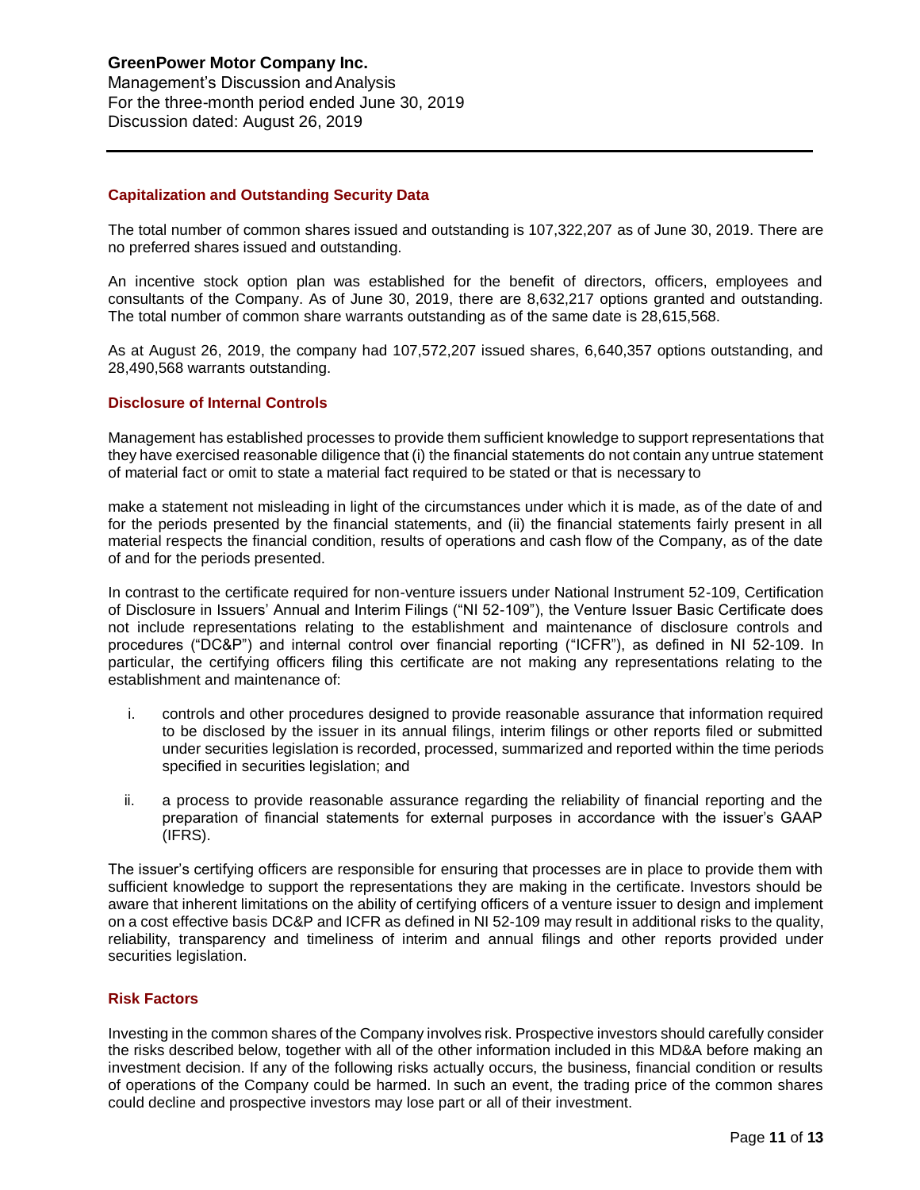## Capitalization and Outstanding Security Data

The total number of common shares issued and outstanding is 107,322,207 as of June 30, 2019. There are no preferred shares issued and outstanding.

An incentive stock option plan was established for the benefit of directors, officers, employees and consultants of the Company. As of June 30, 2019, there are 8,632,217 options granted and outstanding. The total number of common share warrants outstanding as of the same date is 28,615,568.

As at August 26, 2019, the company had 107,572,207 issued shares, 6,640,357 options outstanding, and 28,490,568 warrants outstanding.

## Disclosure of Internal Controls

Management has established processes to provide them sufficient knowledge to support representations that they have exercised reasonable diligence that (i) the financial statements do not contain any untrue statement of material fact or omit to state a material fact required to be stated or that is necessary to make a statement not misleading in light of the circumstances under which it is made, as of the date of and for the periods presented by the financial statements, and (ii) the financial statements fairly present in all material respects the financial condition, results of operations and cash flow of the Company, as of the date of and for the periods presented.

In contrast to the certificate required for non-venture issuers under National Instrument 52-109, Certification of Disclosure in Issuers' Annual and Interim Filings ("NI 52-109"), the Venture Issuer Basic Certificate does not include representations relating to the establishment and maintenance of disclosure controls and procedures ("DC&P") and internal control over financial reporting ("ICFR"), as defined in NI 52-109. In particular, the certifying officers filing this certificate are not making any representations relating to the establishment and maintenance of:

i. controls and other procedures designed to provide reasonable assurance that information required to be disclosed by the issuer in its annual filings, interim filings or other reports filed or submitted under securities legislation is recorded, processed, summarized and reported within the time periods specified in securities legislation; and

ii. a process to provide reasonable assurance regarding the reliability of financial reporting and the preparation of financial statements for external purposes in accordance with the issuer's GAAP (IFRS).

The issuer's certifying officers are responsible for ensuring that processes are in place to provide them with sufficient knowledge to support the representations they are making in the certificate. Investors should be aware that inherent limitations on the ability of certifying officers of a venture issuer to design and implement on a cost effective basis DC&P and ICFR as defined in NI 52-109 may result in additional risks to the quality, reliability, transparency and timeliness of interim and annual filings and other reports provided under securities legislation.

## Risk Factors

Investing in the common shares of the Company involves risk. Prospective investors should carefully consider the risks described below, together with all of the other information included in this MD&A before making an investment decision. If any of the following risks actually occurs, the business, financial condition or results of operations of the Company could be harmed. In such an event, the trading price of the common shares could decline and prospective investors may lose part or all of their investment.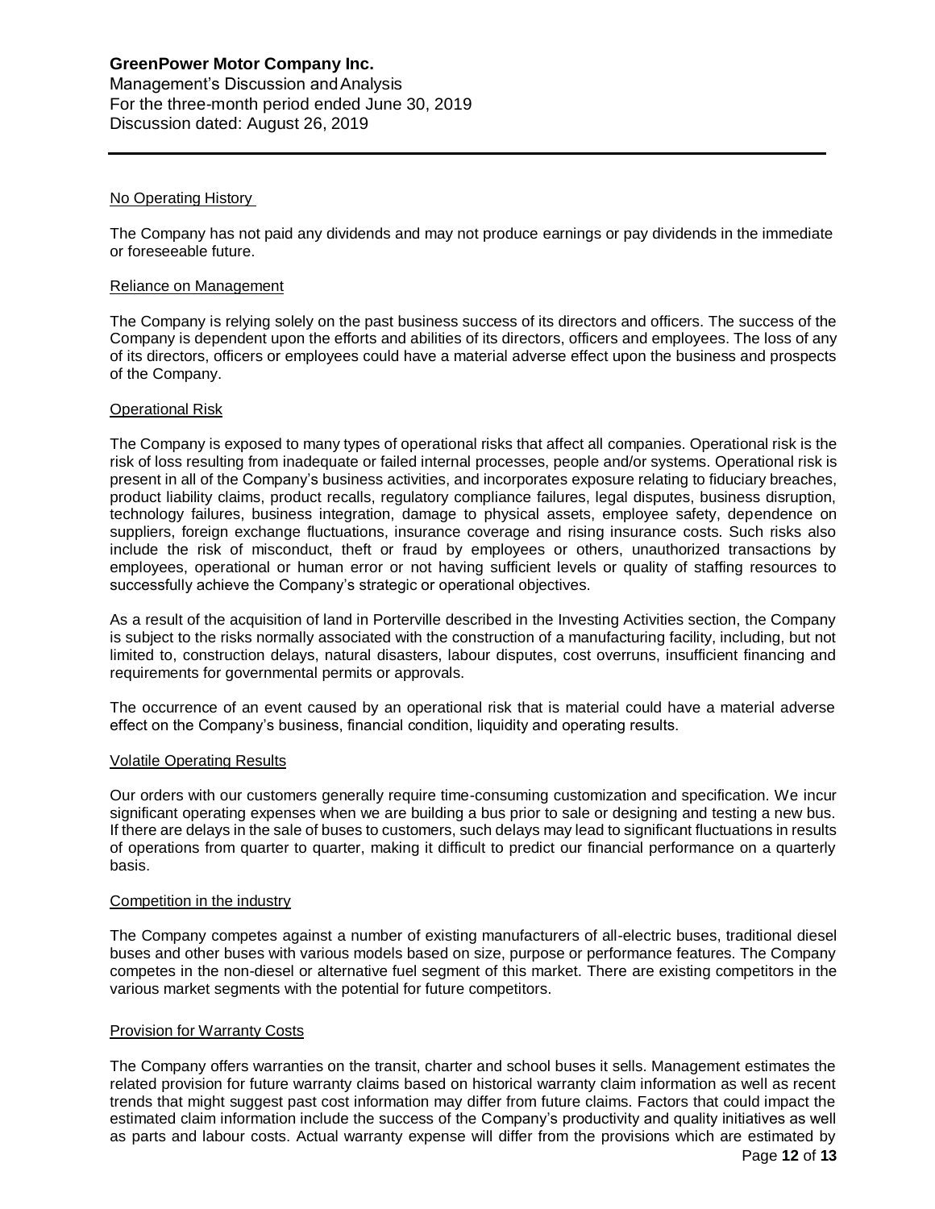#### No Operating History

The Company has not paid any dividends and may not produce earnings or pay dividends in the immediate or foreseeable future.

#### Reliance on Management

The Company is relying solely on the past business success of its directors and officers. The success of the Company is dependent upon the efforts and abilities of its directors, officers and employees. The loss of any of its directors, officers or employees could have a material adverse effect upon the business and prospects of the Company.

#### Operational Risk

The Company is exposed to many types of operational risks that affect all companies. Operational risk is the risk of loss resulting from inadequate or failed internal processes, people and/or systems. Operational risk is present in all of the Company's business activities, and incorporates exposure relating to fiduciary breaches, product liability claims, product recalls, regulatory compliance failures, legal disputes, business disruption, technology failures, business integration, damage to physical assets, employee safety, dependence on suppliers, foreign exchange fluctuations, insurance coverage and rising insurance costs. Such risks also include the risk of misconduct, theft or fraud by employees or others, unauthorized transactions by employees, operational or human error or not having sufficient levels or quality of staffing resources to successfully achieve the Company's strategic or operational objectives.

As a result of the acquisition of land in Porterville described in the Investing Activities section, the Company is subject to the risks normally associated with the construction of a manufacturing facility, including, but not limited to, construction delays, natural disasters, labour disputes, cost overruns, insufficient financing and requirements for governmental permits or approvals.

The occurrence of an event caused by an operational risk that is material could have a material adverse effect on the Company's business, financial condition, liquidity and operating results.

#### Volatile Operating Results

Our orders with our customers generally require time-consuming customization and specification. We incur significant operating expenses when we are building a bus prior to sale or designing and testing a new bus. If there are delays in the sale of buses to customers, such delays may lead to significant fluctuations in results of operations from quarter to quarter, making it difficult to predict our financial performance on a quarterly basis.

#### Competition in the industry

The Company competes against a number of existing manufacturers of all-electric buses, traditional diesel buses and other buses with various models based on size, purpose or performance features. The Company competes in the non-diesel or alternative fuel segment of this market. There are existing competitors in the various market segments with the potential for future competitors.

#### Provision for Warranty Costs

The Company offers warranties on the transit, charter and school buses it sells. Management estimates the related provision for future warranty claims based on historical warranty claim information as well as recent trends that might suggest past cost information may differ from future claims. Factors that could impact the estimated claim information include the success of the Company's productivity and quality initiatives as well as parts and labour costs. Actual warranty expense will differ from the provisions which are estimated by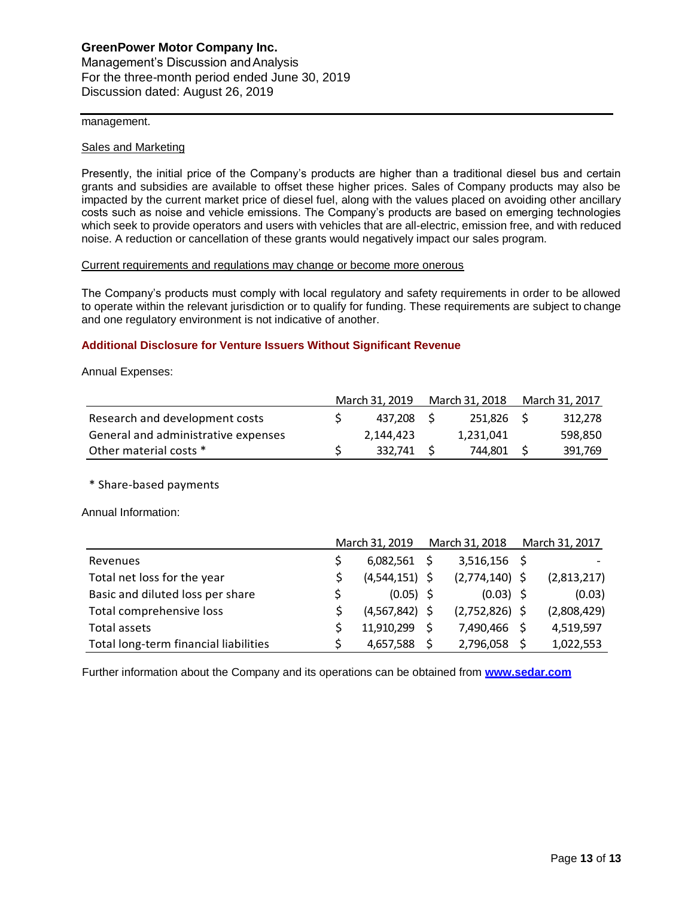management.

Sales and Marketing

Presently, the initial price of the Company's products are higher than a traditional diesel bus and certain grants and subsidies are available to offset these higher prices. Sales of Company products may also be impacted by the current market price of diesel fuel, along with the values placed on avoiding other ancillary costs such as noise and vehicle emissions. The Company's products are based on emerging technologies which seek to provide operators and users with vehicles that are all-electric, emission free, and with reduced noise. A reduction or cancellation of these grants would negatively impact our sales program.

Current requirements and regulations may change or become more onerous

The Company's products must comply with local regulatory and safety requirements in order to be allowed to operate within the relevant jurisdiction or to qualify for funding. These requirements are subject to change and one regulatory environment is not indicative of another.

### Additional Disclosure for Venture Issuers Without Significant Revenue

Annual Expenses:

| | March 31, 2019 | March 31, 2018 | March 31, 2017 |
|---|---|---|---|
| Research and development costs | $ 437,208 | $ 251,826 | $ 312,278 |
| General and administrative expenses | 2,144,423 | 1,231,041 | 598,850 |
| Other material costs * | $ 332,741 | $ 744,801 | $ 391,769 |

\* Share-based payments

Annual Information:

| | March 31, 2019 | March 31, 2018 | March 31, 2017 |
|---|---|---|---|
| Revenues | $ 6,082,561 | $ 3,516,156 | $ - |
| Total net loss for the year | $ (4,544,151) | $ (2,774,140) | $ (2,813,217) |
| Basic and diluted loss per share | $ (0.05) | $ (0.03) | $ (0.03) |
| Total comprehensive loss | $ (4,567,842) | $ (2,752,826) | $ (2,808,429) |
| Total assets | $ 11,910,299 | $ 7,490,466 | $ 4,519,597 |
| Total long-term financial liabilities | $ 4,657,588 | $ 2,796,058 | $ 1,022,553 |

Further information about the Company and its operations can be obtained from **www.sedar.com**